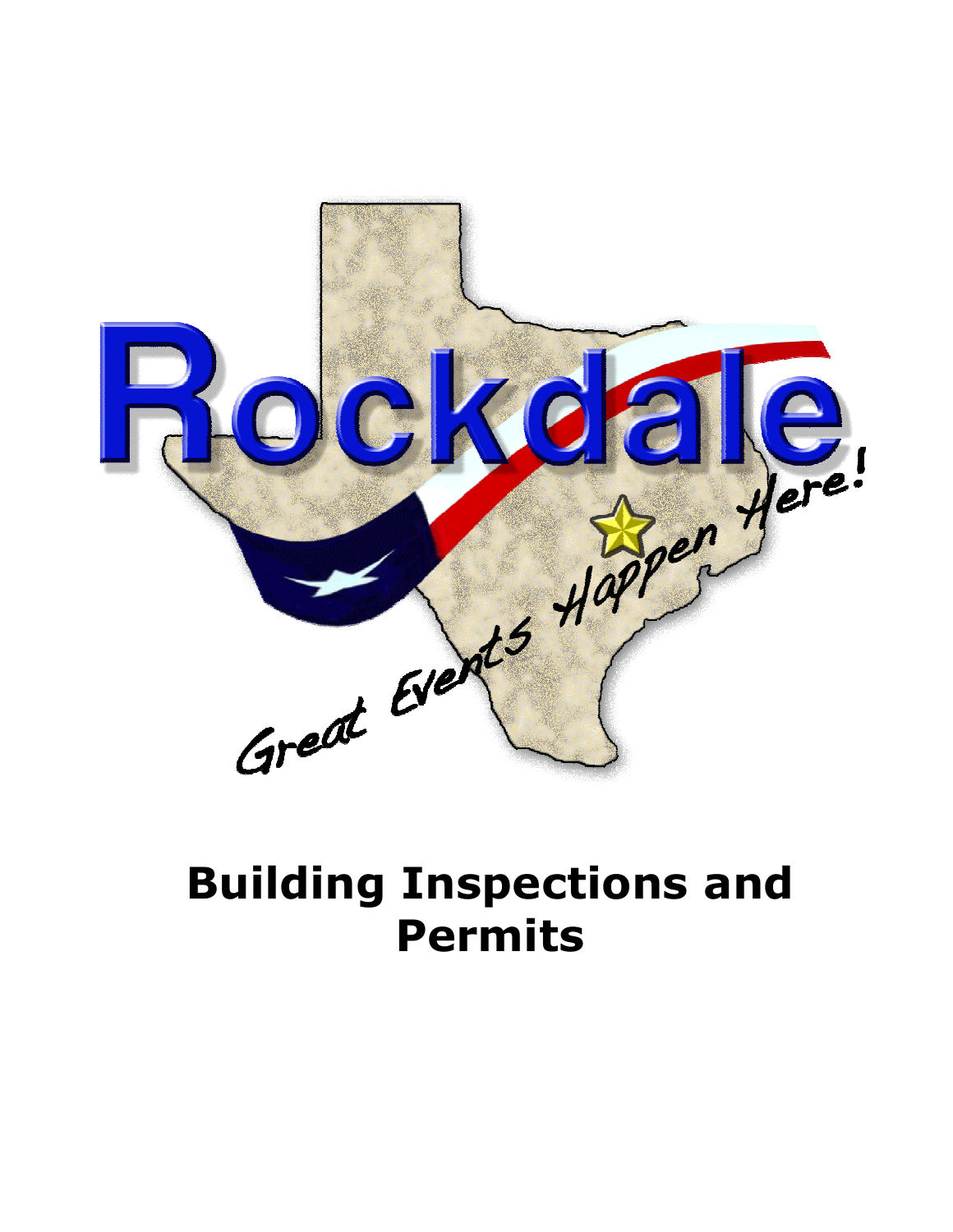Rockdale

Great Events Happen Here!

# Building Inspections and Permits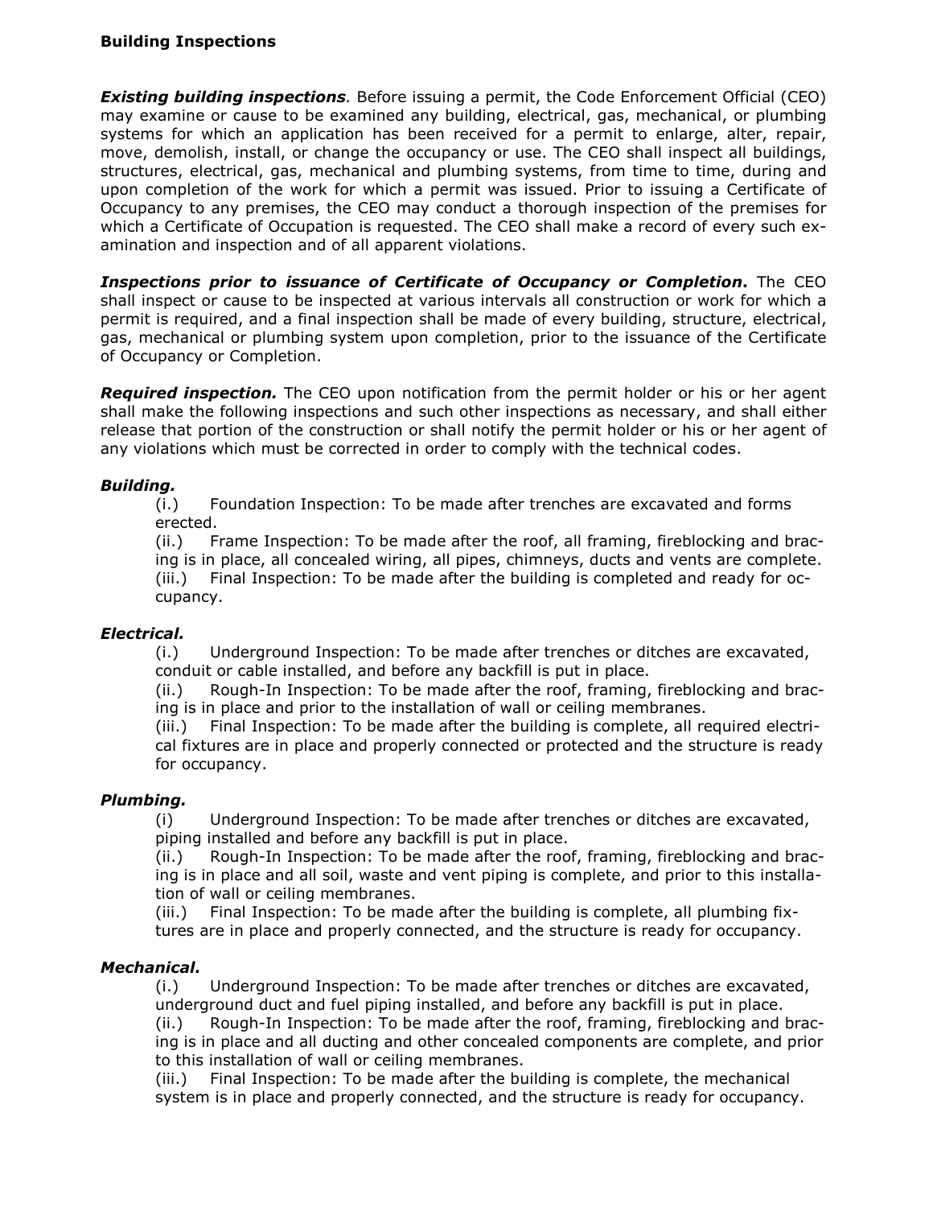**Building Inspections**

***Existing building inspections*.** Before issuing a permit, the Code Enforcement Official (CEO) may examine or cause to be examined any building, electrical, gas, mechanical, or plumbing systems for which an application has been received for a permit to enlarge, alter, repair, move, demolish, install, or change the occupancy or use. The CEO shall inspect all buildings, structures, electrical, gas, mechanical and plumbing systems, from time to time, during and upon completion of the work for which a permit was issued. Prior to issuing a Certificate of Occupancy to any premises, the CEO may conduct a thorough inspection of the premises for which a Certificate of Occupation is requested. The CEO shall make a record of every such examination and inspection and of all apparent violations.

***Inspections prior to issuance of Certificate of Occupancy or Completion*.** The CEO shall inspect or cause to be inspected at various intervals all construction or work for which a permit is required, and a final inspection shall be made of every building, structure, electrical, gas, mechanical or plumbing system upon completion, prior to the issuance of the Certificate of Occupancy or Completion.

***Required inspection.*** The CEO upon notification from the permit holder or his or her agent shall make the following inspections and such other inspections as necessary, and shall either release that portion of the construction or shall notify the permit holder or his or her agent of any violations which must be corrected in order to comply with the technical codes.

***Building.***

(i.) Foundation Inspection: To be made after trenches are excavated and forms erected.

(ii.) Frame Inspection: To be made after the roof, all framing, fireblocking and bracing is in place, all concealed wiring, all pipes, chimneys, ducts and vents are complete.

(iii.) Final Inspection: To be made after the building is completed and ready for occupancy.

***Electrical.***

(i.) Underground Inspection: To be made after trenches or ditches are excavated, conduit or cable installed, and before any backfill is put in place.

(ii.) Rough-In Inspection: To be made after the roof, framing, fireblocking and bracing is in place and prior to the installation of wall or ceiling membranes.

(iii.) Final Inspection: To be made after the building is complete, all required electrical fixtures are in place and properly connected or protected and the structure is ready for occupancy.

***Plumbing.***

(i) Underground Inspection: To be made after trenches or ditches are excavated, piping installed and before any backfill is put in place.

(ii.) Rough-In Inspection: To be made after the roof, framing, fireblocking and bracing is in place and all soil, waste and vent piping is complete, and prior to this installation of wall or ceiling membranes.

(iii.) Final Inspection: To be made after the building is complete, all plumbing fixtures are in place and properly connected, and the structure is ready for occupancy.

***Mechanical.***

(i.) Underground Inspection: To be made after trenches or ditches are excavated, underground duct and fuel piping installed, and before any backfill is put in place.

(ii.) Rough-In Inspection: To be made after the roof, framing, fireblocking and bracing is in place and all ducting and other concealed components are complete, and prior to this installation of wall or ceiling membranes.

(iii.) Final Inspection: To be made after the building is complete, the mechanical system is in place and properly connected, and the structure is ready for occupancy.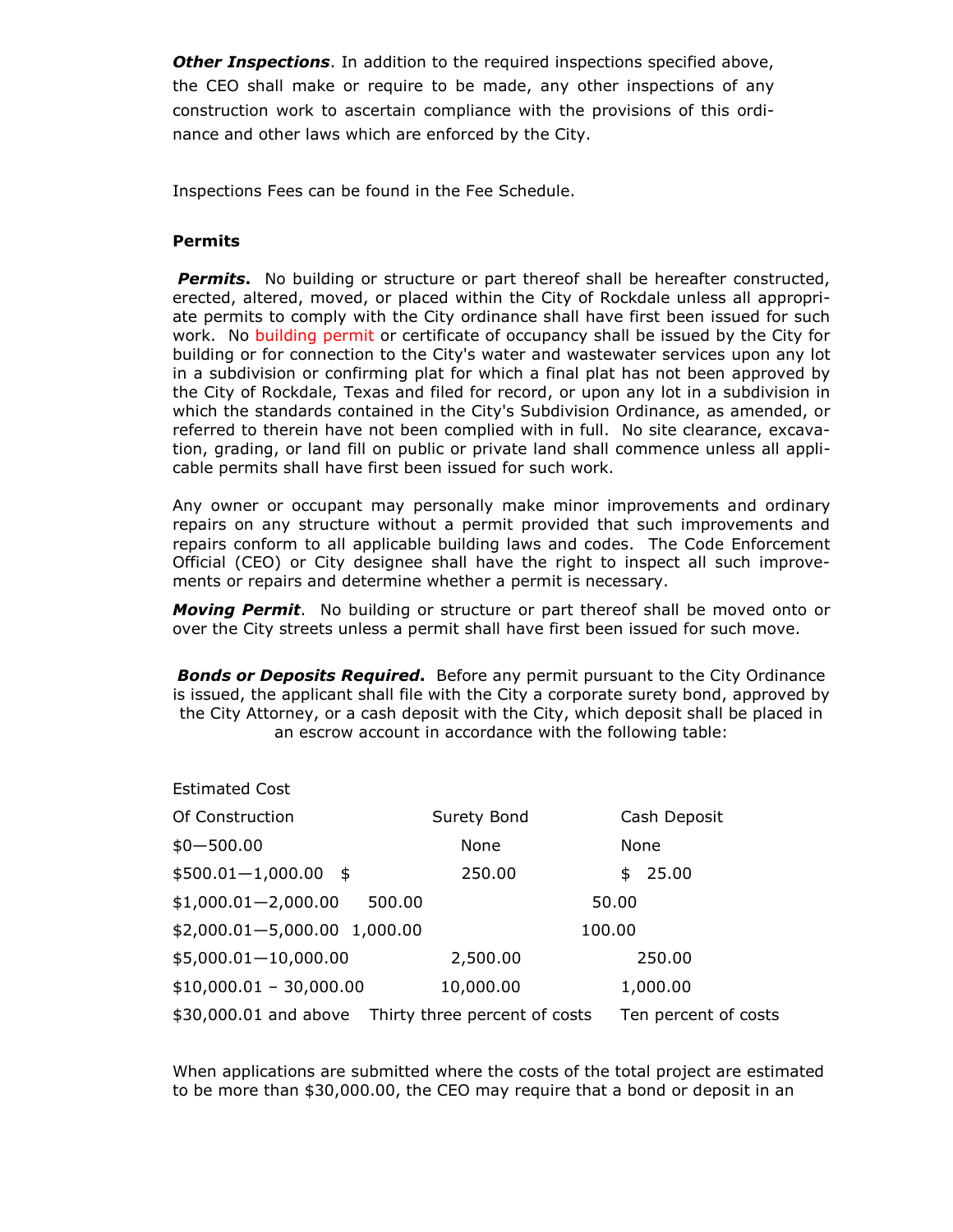***Other Inspections***. In addition to the required inspections specified above, the CEO shall make or require to be made, any other inspections of any construction work to ascertain compliance with the provisions of this ordinance and other laws which are enforced by the City.

Inspections Fees can be found in the Fee Schedule.

**Permits**

***Permits*.** No building or structure or part thereof shall be hereafter constructed, erected, altered, moved, or placed within the City of Rockdale unless all appropriate permits to comply with the City ordinance shall have first been issued for such work. No building permit or certificate of occupancy shall be issued by the City for building or for connection to the City's water and wastewater services upon any lot in a subdivision or confirming plat for which a final plat has not been approved by the City of Rockdale, Texas and filed for record, or upon any lot in a subdivision in which the standards contained in the City's Subdivision Ordinance, as amended, or referred to therein have not been complied with in full. No site clearance, excavation, grading, or land fill on public or private land shall commence unless all applicable permits shall have first been issued for such work.

Any owner or occupant may personally make minor improvements and ordinary repairs on any structure without a permit provided that such improvements and repairs conform to all applicable building laws and codes. The Code Enforcement Official (CEO) or City designee shall have the right to inspect all such improvements or repairs and determine whether a permit is necessary.

***Moving Permit***. No building or structure or part thereof shall be moved onto or over the City streets unless a permit shall have first been issued for such move.

***Bonds or Deposits Required*.** Before any permit pursuant to the City Ordinance is issued, the applicant shall file with the City a corporate surety bond, approved by the City Attorney, or a cash deposit with the City, which deposit shall be placed in an escrow account in accordance with the following table:

| Estimated Cost Of Construction | Surety Bond | Cash Deposit |
|---|---|---|
| $0—500.00 | None | None |
| $500.01—1,000.00 | $ 250.00 | $ 25.00 |
| $1,000.01—2,000.00 | 500.00 | 50.00 |
| $2,000.01—5,000.00 | 1,000.00 | 100.00 |
| $5,000.01—10,000.00 | 2,500.00 | 250.00 |
| $10,000.01 – 30,000.00 | 10,000.00 | 1,000.00 |
| $30,000.01 and above | Thirty three percent of costs | Ten percent of costs |

When applications are submitted where the costs of the total project are estimated to be more than $30,000.00, the CEO may require that a bond or deposit in an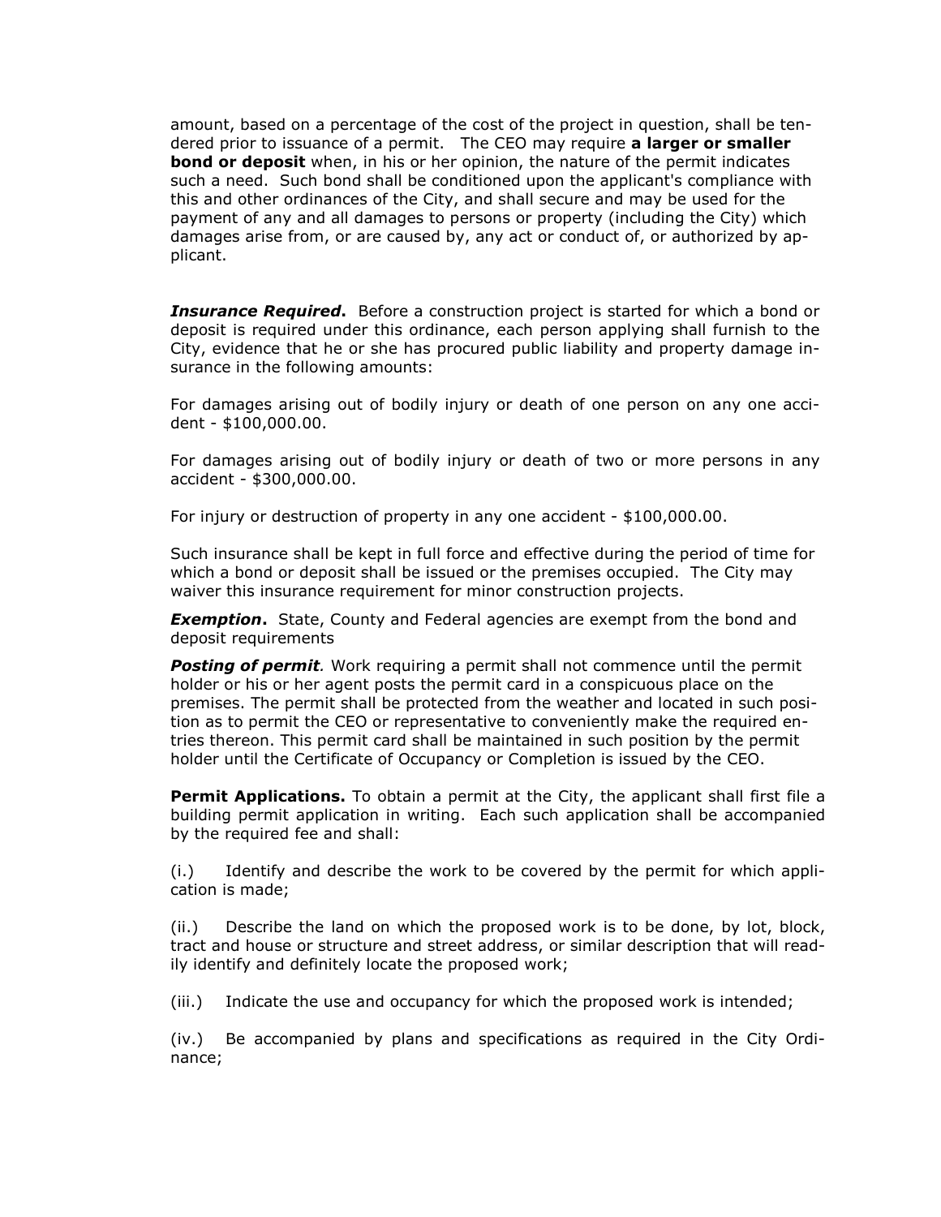amount, based on a percentage of the cost of the project in question, shall be tendered prior to issuance of a permit. The CEO may require **a larger or smaller bond or deposit** when, in his or her opinion, the nature of the permit indicates such a need. Such bond shall be conditioned upon the applicant's compliance with this and other ordinances of the City, and shall secure and may be used for the payment of any and all damages to persons or property (including the City) which damages arise from, or are caused by, any act or conduct of, or authorized by applicant.

***Insurance Required*.** Before a construction project is started for which a bond or deposit is required under this ordinance, each person applying shall furnish to the City, evidence that he or she has procured public liability and property damage insurance in the following amounts:

For damages arising out of bodily injury or death of one person on any one accident - $100,000.00.

For damages arising out of bodily injury or death of two or more persons in any accident - $300,000.00.

For injury or destruction of property in any one accident - $100,000.00.

Such insurance shall be kept in full force and effective during the period of time for which a bond or deposit shall be issued or the premises occupied. The City may waiver this insurance requirement for minor construction projects.

***Exemption*.** State, County and Federal agencies are exempt from the bond and deposit requirements

***Posting of permit*.** Work requiring a permit shall not commence until the permit holder or his or her agent posts the permit card in a conspicuous place on the premises. The permit shall be protected from the weather and located in such position as to permit the CEO or representative to conveniently make the required entries thereon. This permit card shall be maintained in such position by the permit holder until the Certificate of Occupancy or Completion is issued by the CEO.

**Permit Applications.** To obtain a permit at the City, the applicant shall first file a building permit application in writing. Each such application shall be accompanied by the required fee and shall:

(i.) Identify and describe the work to be covered by the permit for which application is made;

(ii.) Describe the land on which the proposed work is to be done, by lot, block, tract and house or structure and street address, or similar description that will readily identify and definitely locate the proposed work;

(iii.) Indicate the use and occupancy for which the proposed work is intended;

(iv.) Be accompanied by plans and specifications as required in the City Ordinance;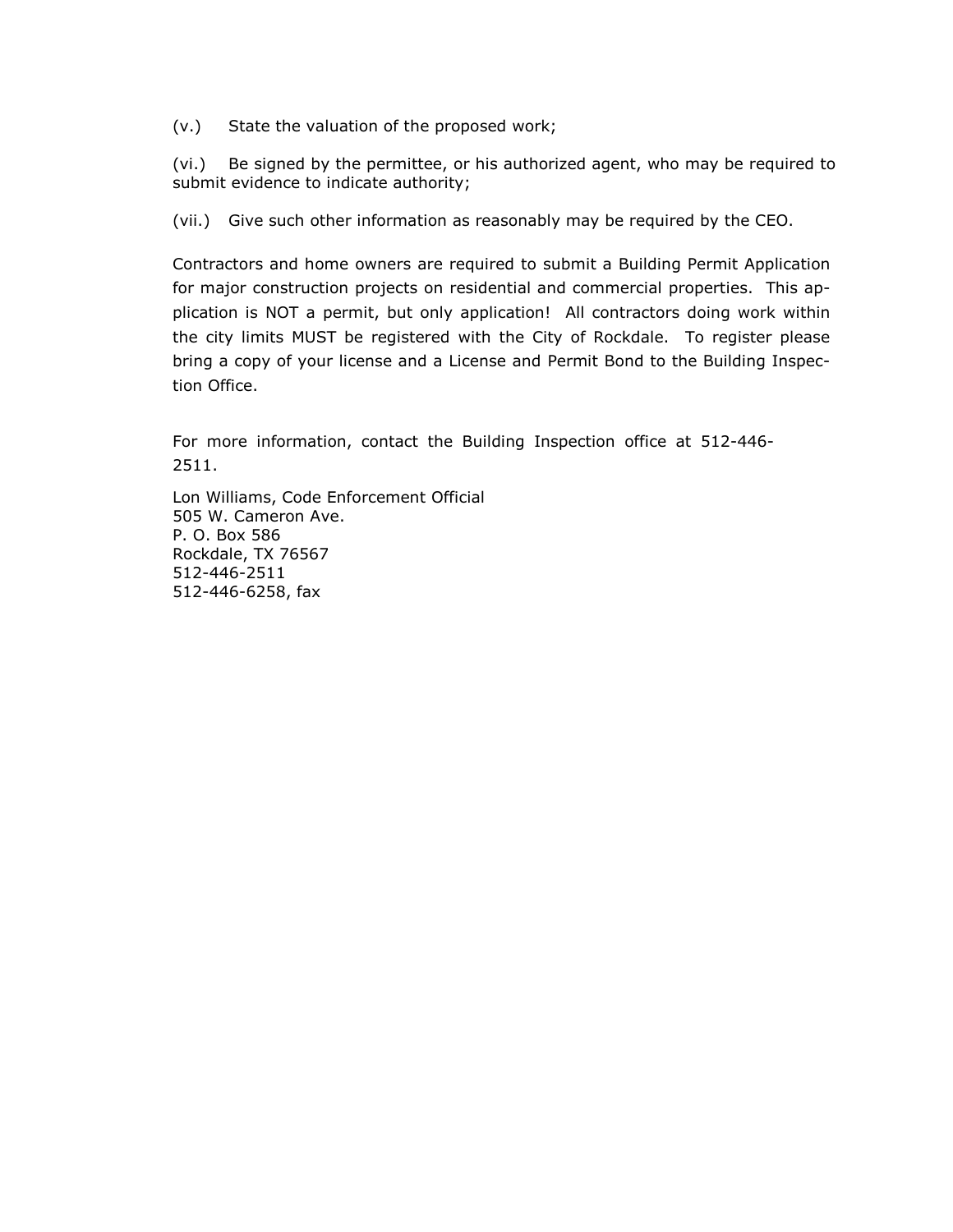(v.) State the valuation of the proposed work;

(vi.) Be signed by the permittee, or his authorized agent, who may be required to submit evidence to indicate authority;

(vii.) Give such other information as reasonably may be required by the CEO.

Contractors and home owners are required to submit a Building Permit Application for major construction projects on residential and commercial properties. This application is NOT a permit, but only application! All contractors doing work within the city limits MUST be registered with the City of Rockdale. To register please bring a copy of your license and a License and Permit Bond to the Building Inspection Office.

For more information, contact the Building Inspection office at 512-446-2511.

Lon Williams, Code Enforcement Official
505 W. Cameron Ave.
P. O. Box 586
Rockdale, TX 76567
512-446-2511
512-446-6258, fax